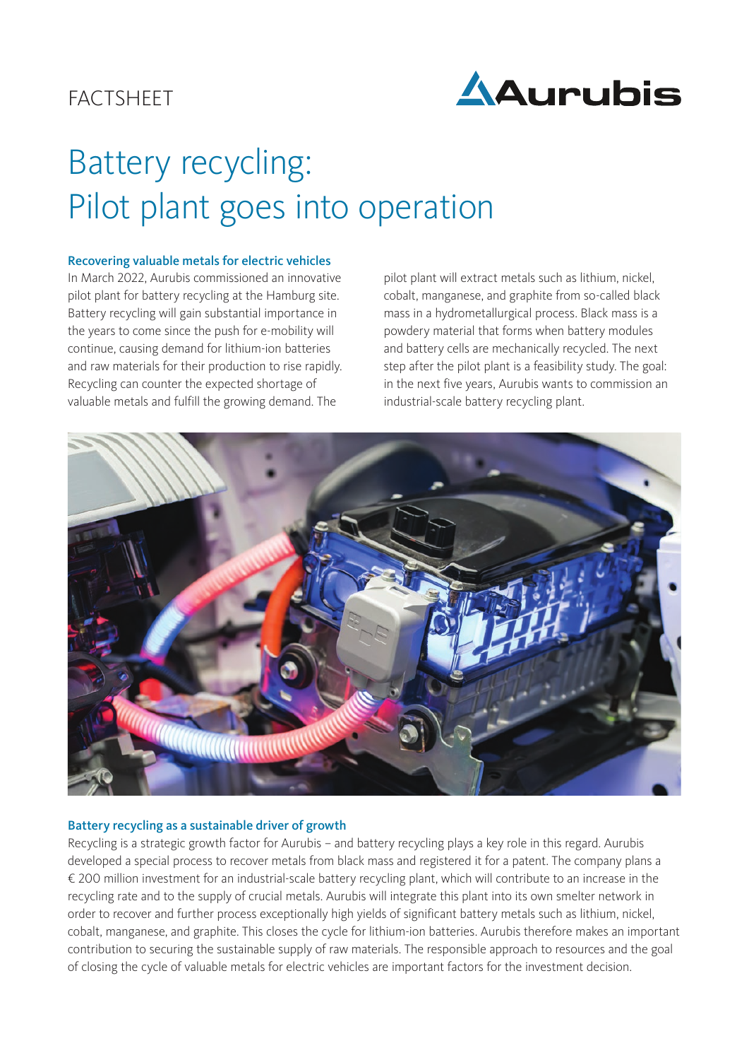FACTSHEET

# Battery recycling: Pilot plant goes into operation

## Recovering valuable metals for electric vehicles

In March 2022, Aurubis commissioned an innovative pilot plant for battery recycling at the Hamburg site. Battery recycling will gain substantial importance in the years to come since the push for e-mobility will continue, causing demand for lithium-ion batteries and raw materials for their production to rise rapidly. Recycling can counter the expected shortage of valuable metals and fulfill the growing demand. The pilot plant will extract metals such as lithium, nickel, cobalt, manganese, and graphite from so-called black mass in a hydrometallurgical process. Black mass is a powdery material that forms when battery modules and battery cells are mechanically recycled. The next step after the pilot plant is a feasibility study. The goal: in the next five years, Aurubis wants to commission an industrial-scale battery recycling plant.

## Battery recycling as a sustainable driver of growth

Recycling is a strategic growth factor for Aurubis – and battery recycling plays a key role in this regard. Aurubis developed a special process to recover metals from black mass and registered it for a patent. The company plans a € 200 million investment for an industrial-scale battery recycling plant, which will contribute to an increase in the recycling rate and to the supply of crucial metals. Aurubis will integrate this plant into its own smelter network in order to recover and further process exceptionally high yields of significant battery metals such as lithium, nickel, cobalt, manganese, and graphite. This closes the cycle for lithium-ion batteries. Aurubis therefore makes an important contribution to securing the sustainable supply of raw materials. The responsible approach to resources and the goal of closing the cycle of valuable metals for electric vehicles are important factors for the investment decision.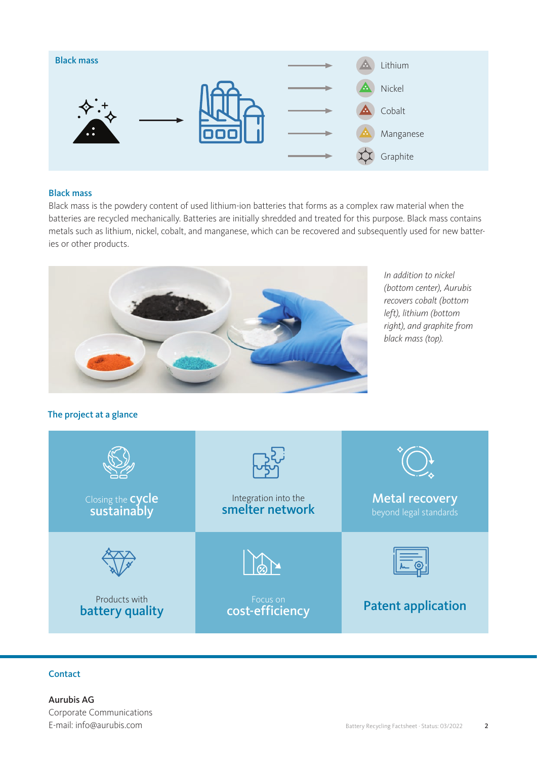**Black mass**

Lithium

Nickel

Cobalt

Manganese

Graphite

### Black mass

Black mass is the powdery content of used lithium-ion batteries that forms as a complex raw material when the batteries are recycled mechanically. Batteries are initially shredded and treated for this purpose. Black mass contains metals such as lithium, nickel, cobalt, and manganese, which can be recovered and subsequently used for new batteries or other products.

*In addition to nickel (bottom center), Aurubis recovers cobalt (bottom left), lithium (bottom right), and graphite from black mass (top).*

### The project at a glance

Closing the **cycle sustainably**

Integration into the **smelter network**

**Metal recovery** beyond legal standards

Products with **battery quality**

Focus on **cost-efficiency**

**Patent application**

### Contact

**Aurubis AG**
Corporate Communications
E-mail: info@aurubis.com

Battery Recycling Factsheet · Status: 03/2022